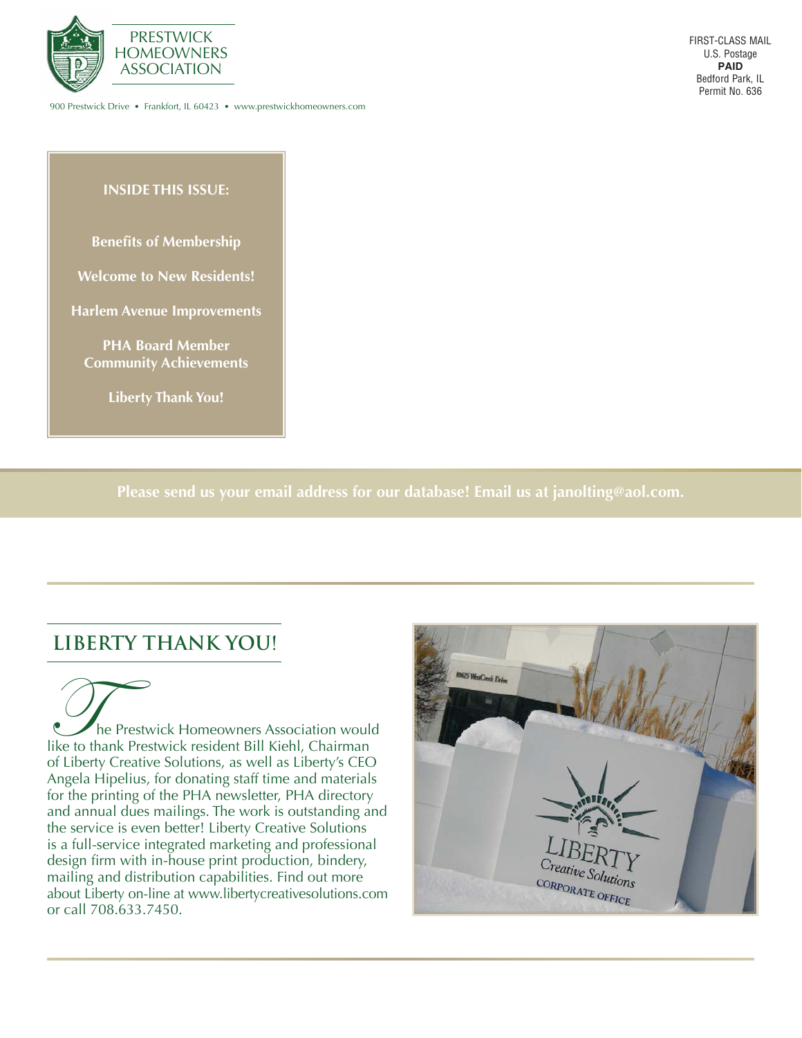# PRESTWICK HOMEOWNERS ASSOCIATION

900 Prestwick Drive • Frankfort, IL 60423 • www.prestwickhomeowners.com

FIRST-CLASS MAIL
U.S. Postage
**PAID**
Bedford Park, IL
Permit No. 636

**INSIDE THIS ISSUE:**

**Benefits of Membership**

**Welcome to New Residents!**

**Harlem Avenue Improvements**

**PHA Board Member Community Achievements**

**Liberty Thank You!**

**Please send us your email address for our database! Email us at janolting@aol.com.**

## LIBERTY THANK YOU!

The Prestwick Homeowners Association would like to thank Prestwick resident Bill Kiehl, Chairman of Liberty Creative Solutions, as well as Liberty's CEO Angela Hipelius, for donating staff time and materials for the printing of the PHA newsletter, PHA directory and annual dues mailings. The work is outstanding and the service is even better! Liberty Creative Solutions is a full-service integrated marketing and professional design firm with in-house print production, bindery, mailing and distribution capabilities. Find out more about Liberty on-line at www.libertycreativesolutions.com or call 708.633.7450.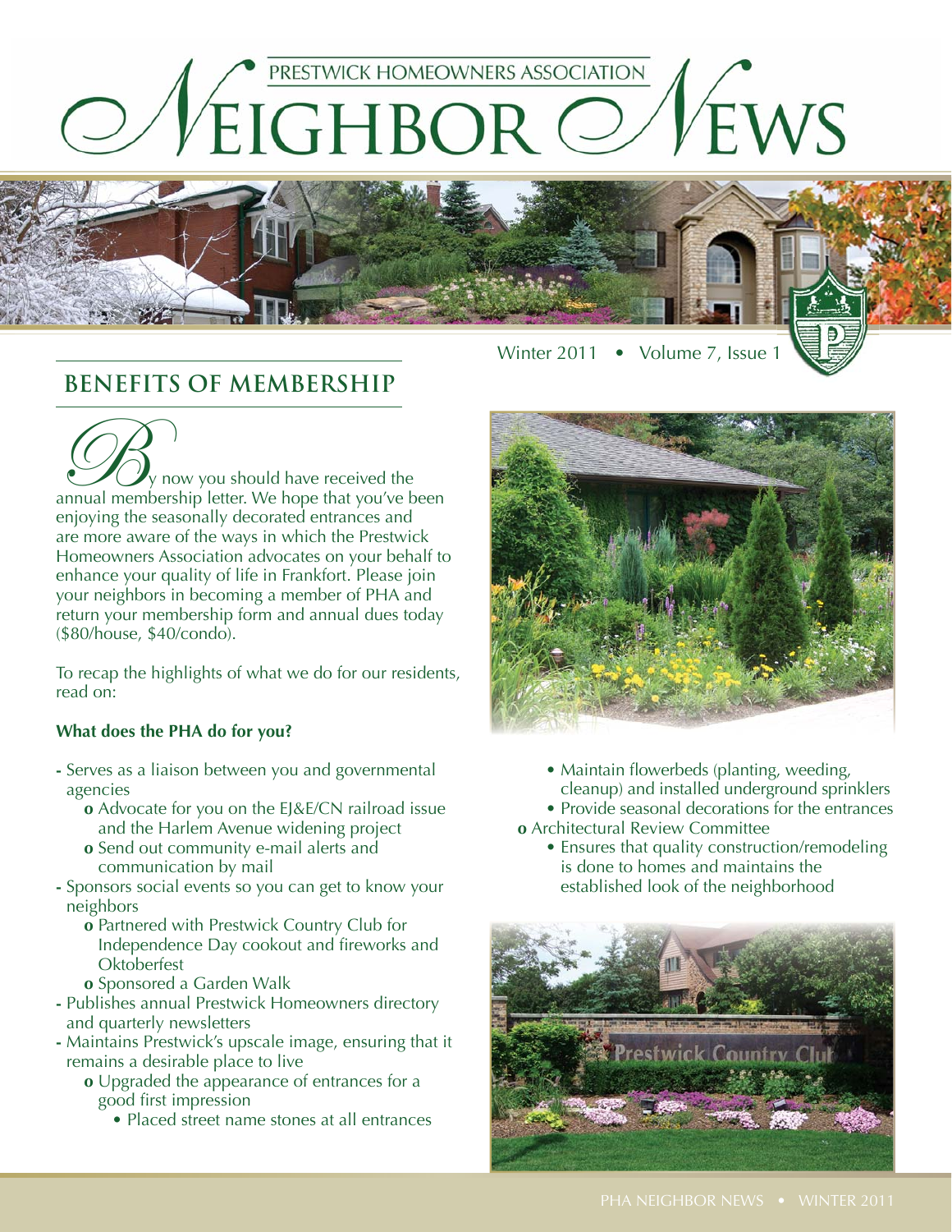# PRESTWICK HOMEOWNERS ASSOCIATION

# NEIGHBOR NEWS

Winter 2011 • Volume 7, Issue 1

## BENEFITS OF MEMBERSHIP

By now you should have received the annual membership letter. We hope that you've been enjoying the seasonally decorated entrances and are more aware of the ways in which the Prestwick Homeowners Association advocates on your behalf to enhance your quality of life in Frankfort. Please join your neighbors in becoming a member of PHA and return your membership form and annual dues today ($80/house, $40/condo).

To recap the highlights of what we do for our residents, read on:

**What does the PHA do for you?**

- Serves as a liaison between you and governmental agencies
  - Advocate for you on the EJ&E/CN railroad issue and the Harlem Avenue widening project
  - Send out community e-mail alerts and communication by mail
- Sponsors social events so you can get to know your neighbors
  - Partnered with Prestwick Country Club for Independence Day cookout and fireworks and Oktoberfest
  - Sponsored a Garden Walk
- Publishes annual Prestwick Homeowners directory and quarterly newsletters
- Maintains Prestwick's upscale image, ensuring that it remains a desirable place to live
  - Upgraded the appearance of entrances for a good first impression
    - Placed street name stones at all entrances
    - Maintain flowerbeds (planting, weeding, cleanup) and installed underground sprinklers
    - Provide seasonal decorations for the entrances
  - Architectural Review Committee
    - Ensures that quality construction/remodeling is done to homes and maintains the established look of the neighborhood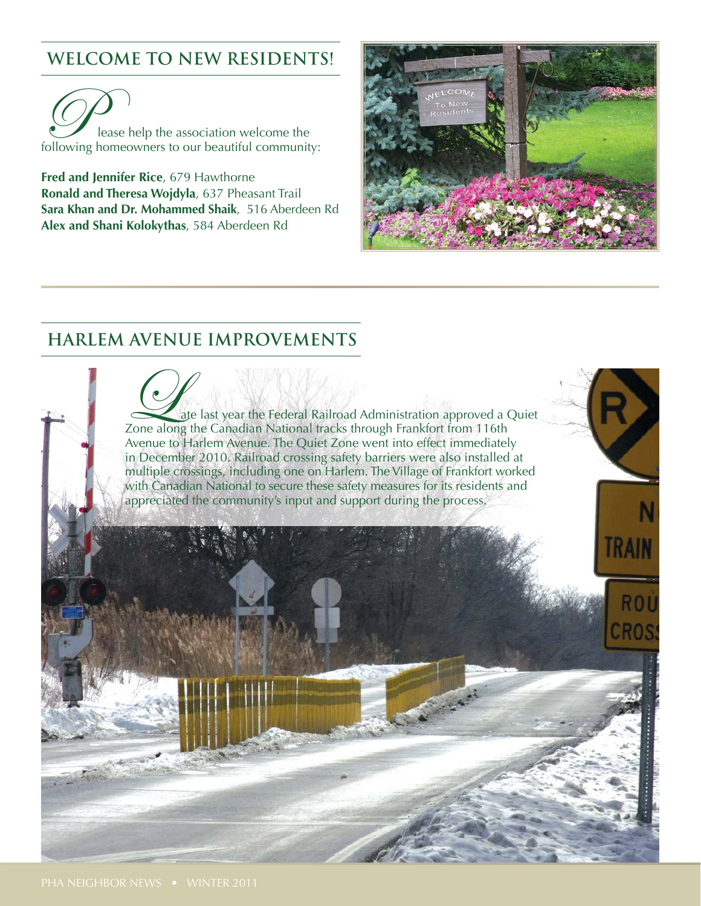## WELCOME TO NEW RESIDENTS!

Please help the association welcome the following homeowners to our beautiful community:

**Fred and Jennifer Rice**, 679 Hawthorne
**Ronald and Theresa Wojdyla**, 637 Pheasant Trail
**Sara Khan and Dr. Mohammed Shaik**, 516 Aberdeen Rd
**Alex and Shani Kolokythas**, 584 Aberdeen Rd

## HARLEM AVENUE IMPROVEMENTS

Late last year the Federal Railroad Administration approved a Quiet Zone along the Canadian National tracks through Frankfort from 116th Avenue to Harlem Avenue. The Quiet Zone went into effect immediately in December 2010. Railroad crossing safety barriers were also installed at multiple crossings, including one on Harlem. The Village of Frankfort worked with Canadian National to secure these safety measures for its residents and appreciated the community's input and support during the process.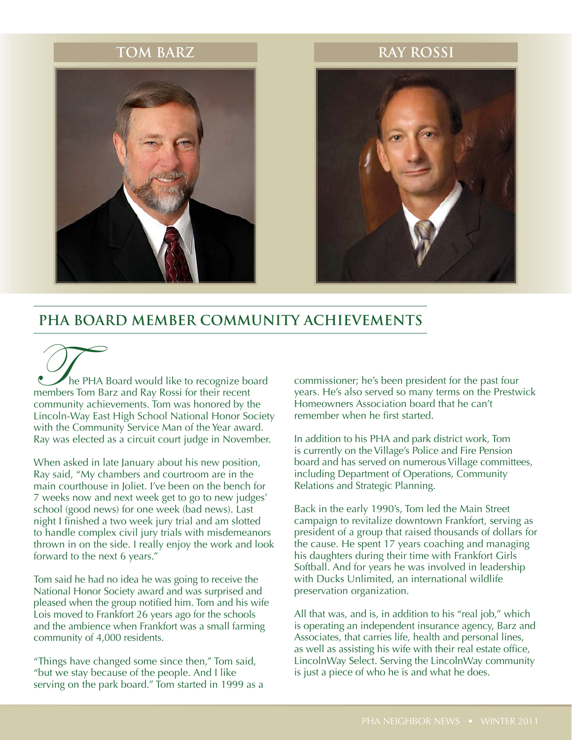TOM BARZ

RAY ROSSI

## PHA BOARD MEMBER COMMUNITY ACHIEVEMENTS

The PHA Board would like to recognize board members Tom Barz and Ray Rossi for their recent community achievements. Tom was honored by the Lincoln-Way East High School National Honor Society with the Community Service Man of the Year award. Ray was elected as a circuit court judge in November.

When asked in late January about his new position, Ray said, "My chambers and courtroom are in the main courthouse in Joliet. I've been on the bench for 7 weeks now and next week get to go to new judges' school (good news) for one week (bad news). Last night I finished a two week jury trial and am slotted to handle complex civil jury trials with misdemeanors thrown in on the side. I really enjoy the work and look forward to the next 6 years."

Tom said he had no idea he was going to receive the National Honor Society award and was surprised and pleased when the group notified him. Tom and his wife Lois moved to Frankfort 26 years ago for the schools and the ambience when Frankfort was a small farming community of 4,000 residents.

"Things have changed some since then," Tom said, "but we stay because of the people. And I like serving on the park board." Tom started in 1999 as a commissioner; he's been president for the past four years. He's also served so many terms on the Prestwick Homeowners Association board that he can't remember when he first started.

In addition to his PHA and park district work, Tom is currently on the Village's Police and Fire Pension board and has served on numerous Village committees, including Department of Operations, Community Relations and Strategic Planning.

Back in the early 1990's, Tom led the Main Street campaign to revitalize downtown Frankfort, serving as president of a group that raised thousands of dollars for the cause. He spent 17 years coaching and managing his daughters during their time with Frankfort Girls Softball. And for years he was involved in leadership with Ducks Unlimited, an international wildlife preservation organization.

All that was, and is, in addition to his "real job," which is operating an independent insurance agency, Barz and Associates, that carries life, health and personal lines, as well as assisting his wife with their real estate office, LincolnWay Select. Serving the LincolnWay community is just a piece of who he is and what he does.